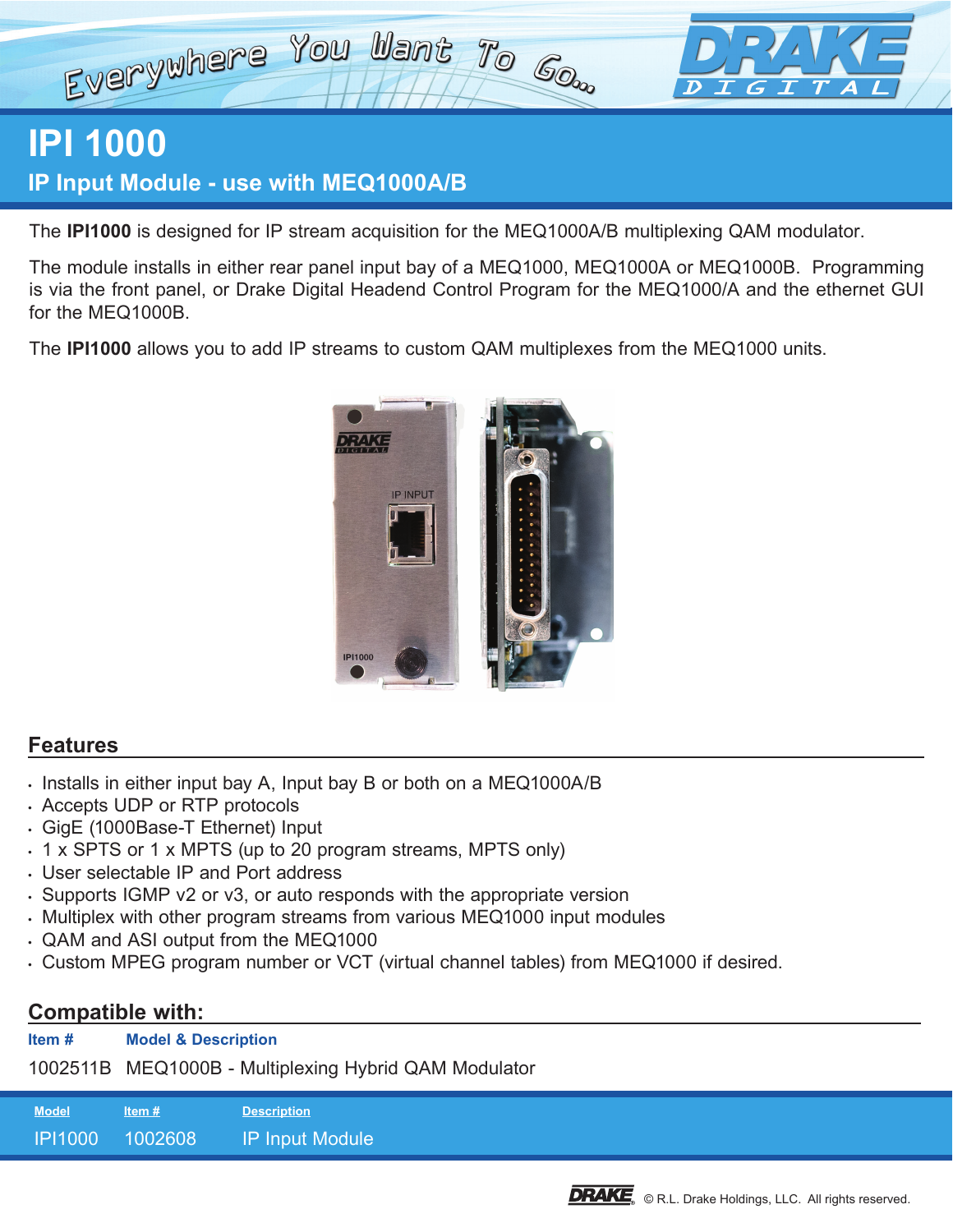# IPI 1000

## IP Input Module - use with MEQ1000A/B

The **IPI1000** is designed for IP stream acquisition for the MEQ1000A/B multiplexing QAM modulator.

The module installs in either rear panel input bay of a MEQ1000, MEQ1000A or MEQ1000B. Programming is via the front panel, or Drake Digital Headend Control Program for the MEQ1000/A and the ethernet GUI for the MEQ1000B.

The **IPI1000** allows you to add IP streams to custom QAM multiplexes from the MEQ1000 units.

## Features

- Installs in either input bay A, Input bay B or both on a MEQ1000A/B
- Accepts UDP or RTP protocols
- GigE (1000Base-T Ethernet) Input
- 1 x SPTS or 1 x MPTS (up to 20 program streams, MPTS only)
- User selectable IP and Port address
- Supports IGMP v2 or v3, or auto responds with the appropriate version
- Multiplex with other program streams from various MEQ1000 input modules
- QAM and ASI output from the MEQ1000
- Custom MPEG program number or VCT (virtual channel tables) from MEQ1000 if desired.

## Compatible with:

| Item # | Model & Description |
|---|---|
| 1002511B | MEQ1000B - Multiplexing Hybrid QAM Modulator |

| Model | Item # | Description |
|---|---|---|
| IPI1000 | 1002608 | IP Input Module |

© R.L. Drake Holdings, LLC. All rights reserved.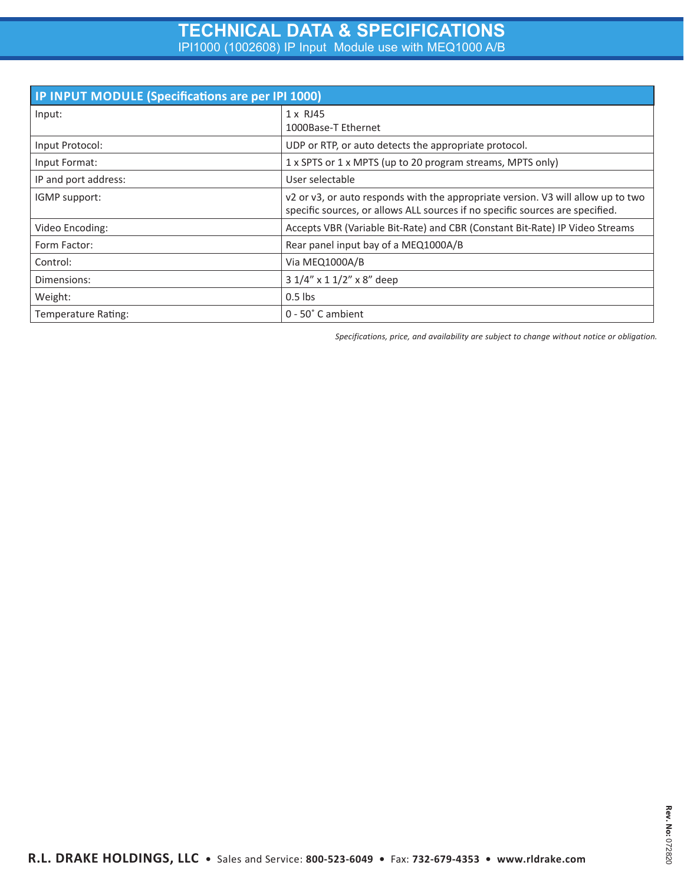# TECHNICAL DATA & SPECIFICATIONS

IPI1000 (1002608) IP Input Module use with MEQ1000 A/B

| IP INPUT MODULE (Specifications are per IPI 1000) | |
|---|---|
| Input: | 1 x RJ45<br>1000Base-T Ethernet |
| Input Protocol: | UDP or RTP, or auto detects the appropriate protocol. |
| Input Format: | 1 x SPTS or 1 x MPTS (up to 20 program streams, MPTS only) |
| IP and port address: | User selectable |
| IGMP support: | v2 or v3, or auto responds with the appropriate version. V3 will allow up to two specific sources, or allows ALL sources if no specific sources are specified. |
| Video Encoding: | Accepts VBR (Variable Bit-Rate) and CBR (Constant Bit-Rate) IP Video Streams |
| Form Factor: | Rear panel input bay of a MEQ1000A/B |
| Control: | Via MEQ1000A/B |
| Dimensions: | 3 1/4” x 1 1/2” x 8” deep |
| Weight: | 0.5 lbs |
| Temperature Rating: | 0 - 50˚ C ambient |

*Specifications, price, and availability are subject to change without notice or obligation.*

**R.L. DRAKE HOLDINGS, LLC** • Sales and Service: **800-523-6049** • Fax: **732-679-4353** • **www.rldrake.com**

**Rev. No:** 072820